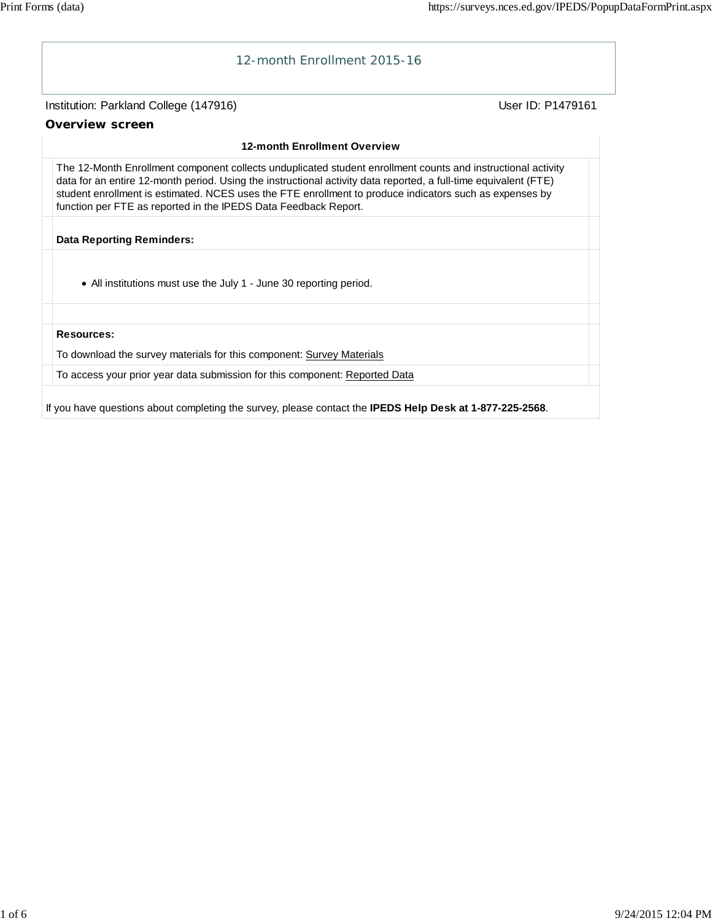# 12-month Enrollment 2015-16

Institution: Parkland College (147916) User ID: P1479161

## Overview screen

**12-month Enrollment Overview**

The 12-Month Enrollment component collects unduplicated student enrollment counts and instructional activity data for an entire 12-month period. Using the instructional activity data reported, a full-time equivalent (FTE) student enrollment is estimated. NCES uses the FTE enrollment to produce indicators such as expenses by function per FTE as reported in the IPEDS Data Feedback Report.

**Data Reporting Reminders:**

- All institutions must use the July 1 - June 30 reporting period.

**Resources:**

To download the survey materials for this component: Survey Materials

To access your prior year data submission for this component: Reported Data

If you have questions about completing the survey, please contact the **IPEDS Help Desk at 1-877-225-2568**.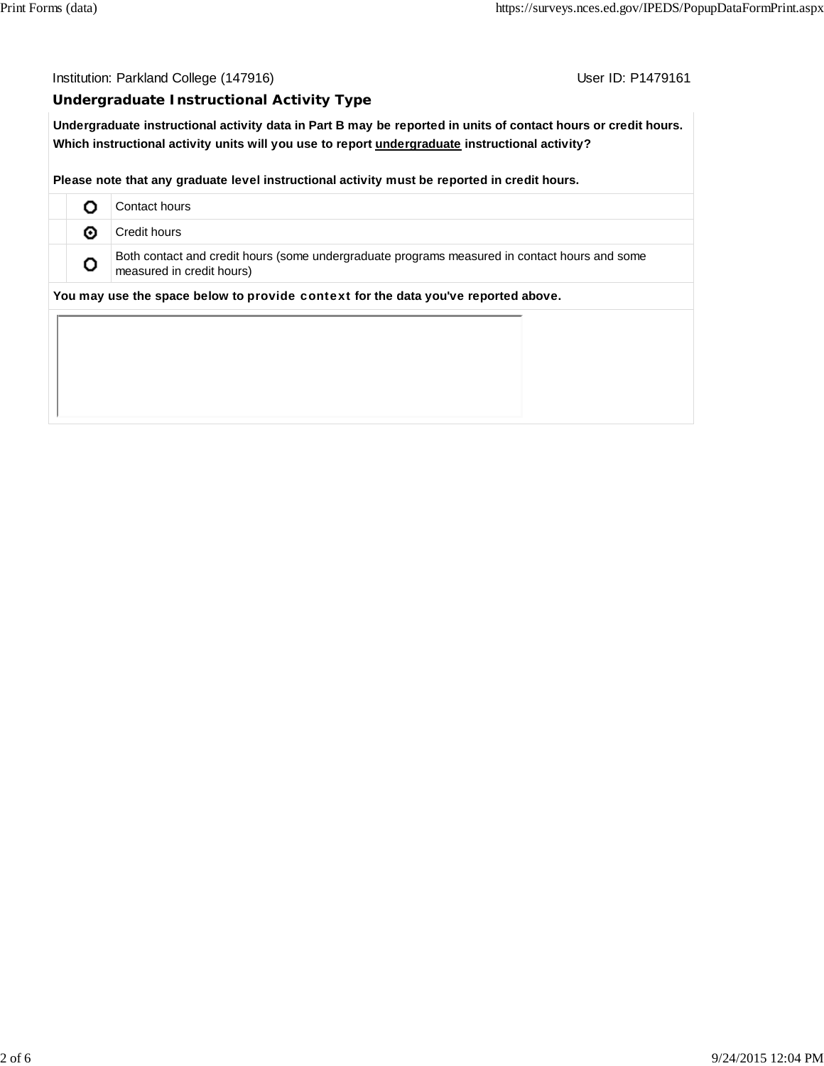Institution: Parkland College (147916) User ID: P1479161

## Undergraduate Instructional Activity Type

**Undergraduate instructional activity data in Part B may be reported in units of contact hours or credit hours. Which instructional activity units will you use to report undergraduate instructional activity?**

**Please note that any graduate level instructional activity must be reported in credit hours.**

| | | |
|---|---|---|
| | ○ | Contact hours |
| | ⊙ | Credit hours |
| | ○ | Both contact and credit hours (some undergraduate programs measured in contact hours and some measured in credit hours) |

**You may use the space below to provide context for the data you've reported above.**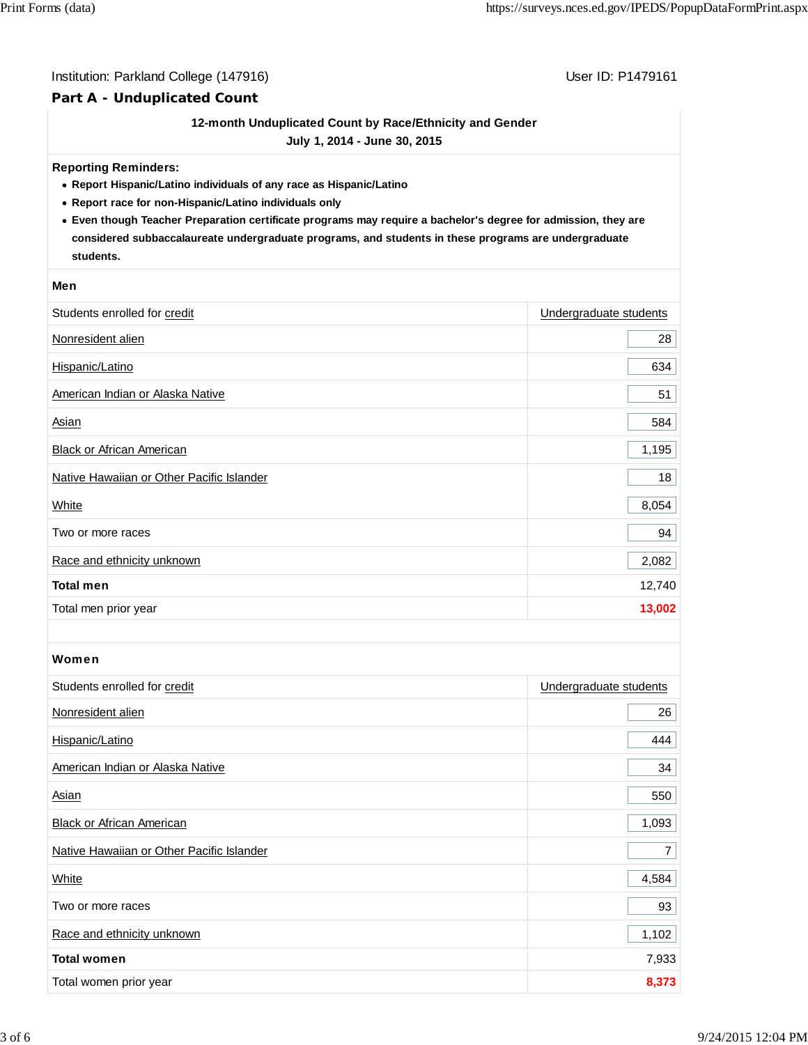Institution: Parkland College (147916) User ID: P1479161

## Part A - Unduplicated Count

**12-month Unduplicated Count by Race/Ethnicity and Gender**
**July 1, 2014 - June 30, 2015**

**Reporting Reminders:**

- **Report Hispanic/Latino individuals of any race as Hispanic/Latino**
- **Report race for non-Hispanic/Latino individuals only**
- **Even though Teacher Preparation certificate programs may require a bachelor's degree for admission, they are considered subbaccalaureate undergraduate programs, and students in these programs are undergraduate students.**

### Men

| Students enrolled for credit | Undergraduate students |
|---|---|
| Nonresident alien | 28 |
| Hispanic/Latino | 634 |
| American Indian or Alaska Native | 51 |
| Asian | 584 |
| Black or African American | 1,195 |
| Native Hawaiian or Other Pacific Islander | 18 |
| White | 8,054 |
| Two or more races | 94 |
| Race and ethnicity unknown | 2,082 |
| **Total men** | 12,740 |
| Total men prior year | **13,002** |

### Women

| Students enrolled for credit | Undergraduate students |
|---|---|
| Nonresident alien | 26 |
| Hispanic/Latino | 444 |
| American Indian or Alaska Native | 34 |
| Asian | 550 |
| Black or African American | 1,093 |
| Native Hawaiian or Other Pacific Islander | 7 |
| White | 4,584 |
| Two or more races | 93 |
| Race and ethnicity unknown | 1,102 |
| **Total women** | 7,933 |
| Total women prior year | **8,373** |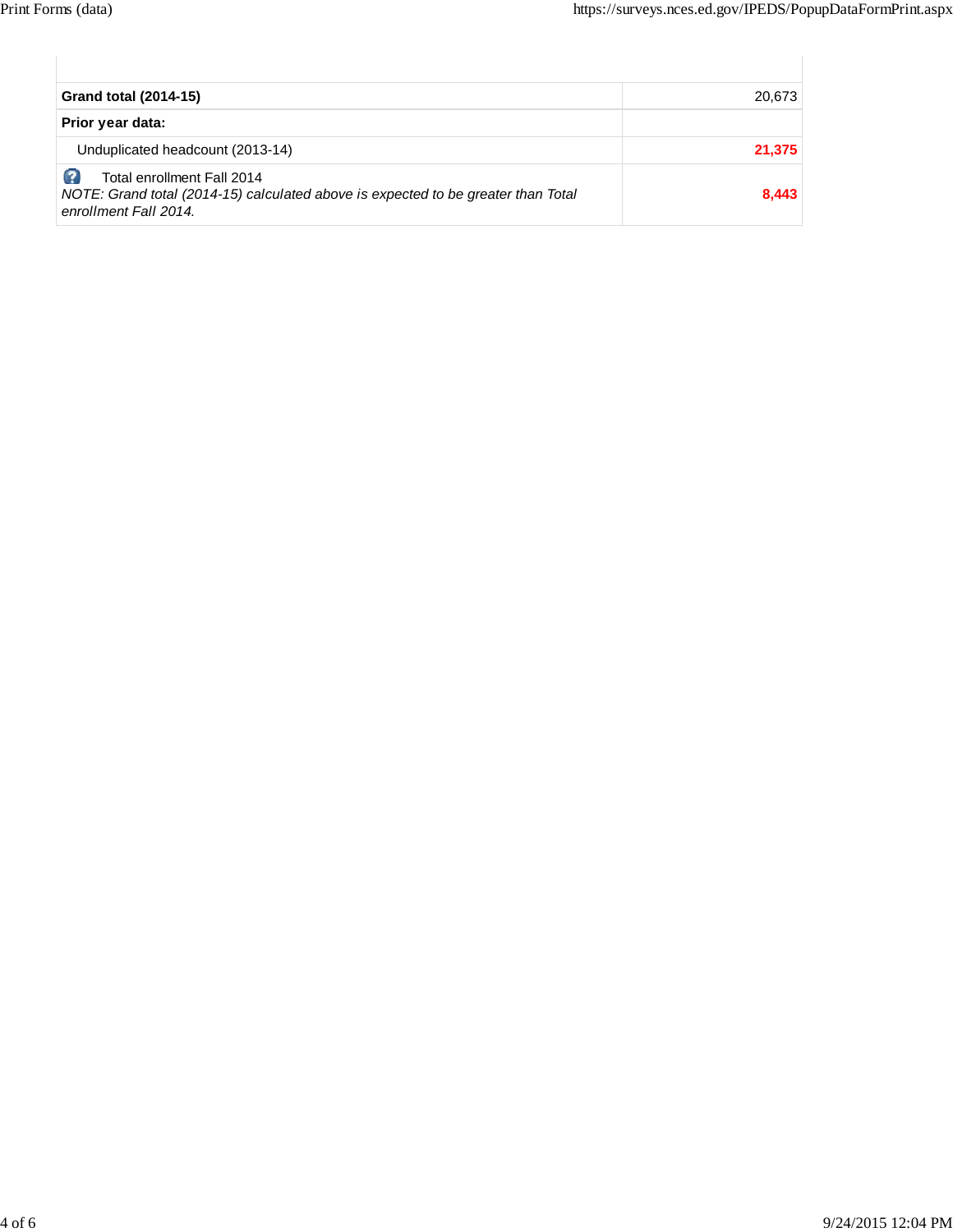| | |
|---|---|
| **Grand total (2014-15)** | 20,673 |
| **Prior year data:** | |
| Unduplicated headcount (2013-14) | **21,375** |
| Total enrollment Fall 2014 *NOTE: Grand total (2014-15) calculated above is expected to be greater than Total enrollment Fall 2014.* | **8,443** |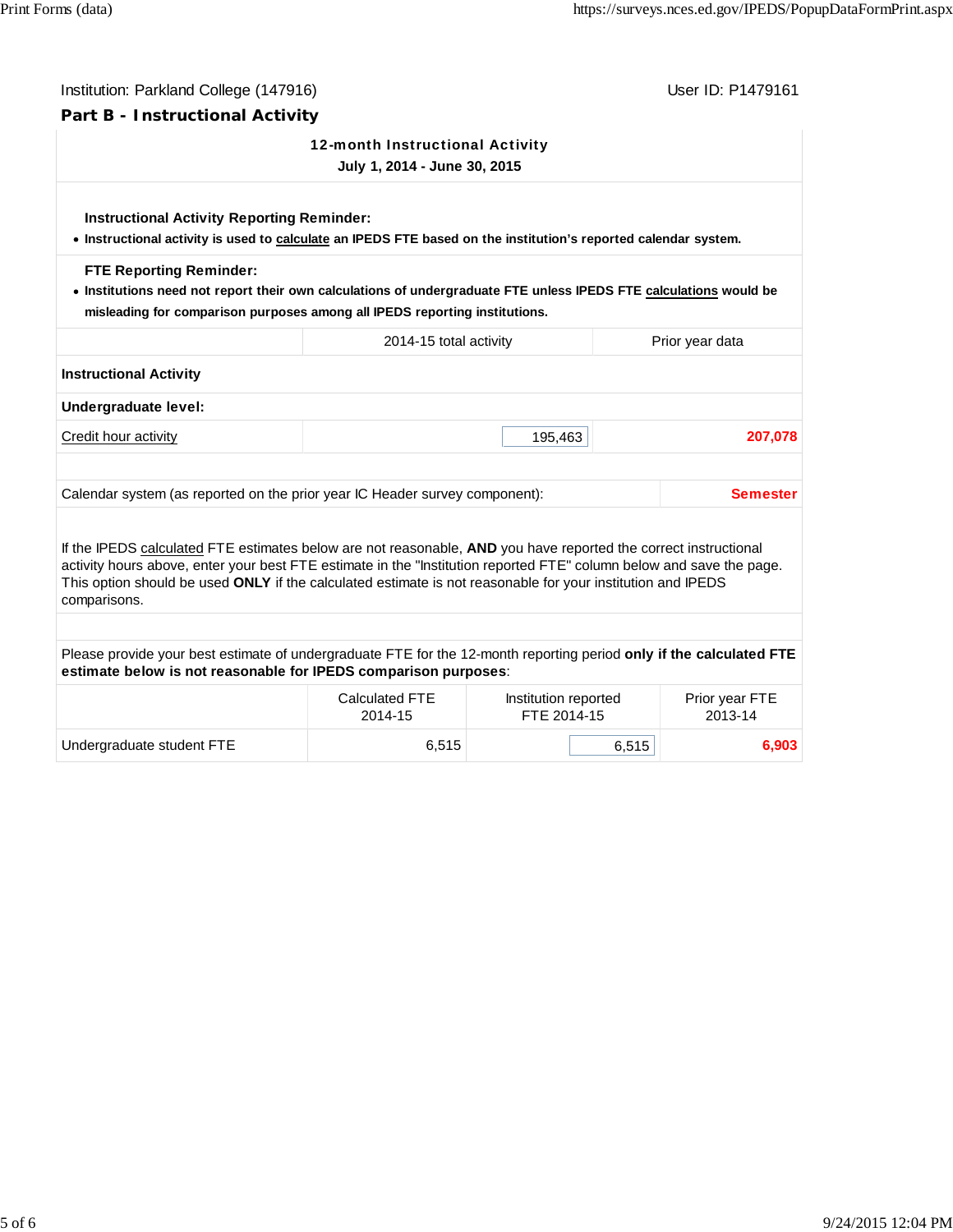Institution: Parkland College (147916) User ID: P1479161

## Part B - Instructional Activity

**12-month Instructional Activity**
**July 1, 2014 - June 30, 2015**

**Instructional Activity Reporting Reminder:**

- **Instructional activity is used to calculate an IPEDS FTE based on the institution's reported calendar system.**

**FTE Reporting Reminder:**

- **Institutions need not report their own calculations of undergraduate FTE unless IPEDS FTE calculations would be misleading for comparison purposes among all IPEDS reporting institutions.**

| | 2014-15 total activity | Prior year data |
|---|---|---|
| **Instructional Activity** | | |
| **Undergraduate level:** | | |
| Credit hour activity | 195,463 | 207,078 |

| | |
|---|---|
| Calendar system (as reported on the prior year IC Header survey component): | Semester |

If the IPEDS calculated FTE estimates below are not reasonable, **AND** you have reported the correct instructional activity hours above, enter your best FTE estimate in the "Institution reported FTE" column below and save the page. This option should be used **ONLY** if the calculated estimate is not reasonable for your institution and IPEDS comparisons.

Please provide your best estimate of undergraduate FTE for the 12-month reporting period **only if the calculated FTE estimate below is not reasonable for IPEDS comparison purposes**:

| | Calculated FTE 2014-15 | Institution reported FTE 2014-15 | Prior year FTE 2013-14 |
|---|---|---|---|
| Undergraduate student FTE | 6,515 | 6,515 | 6,903 |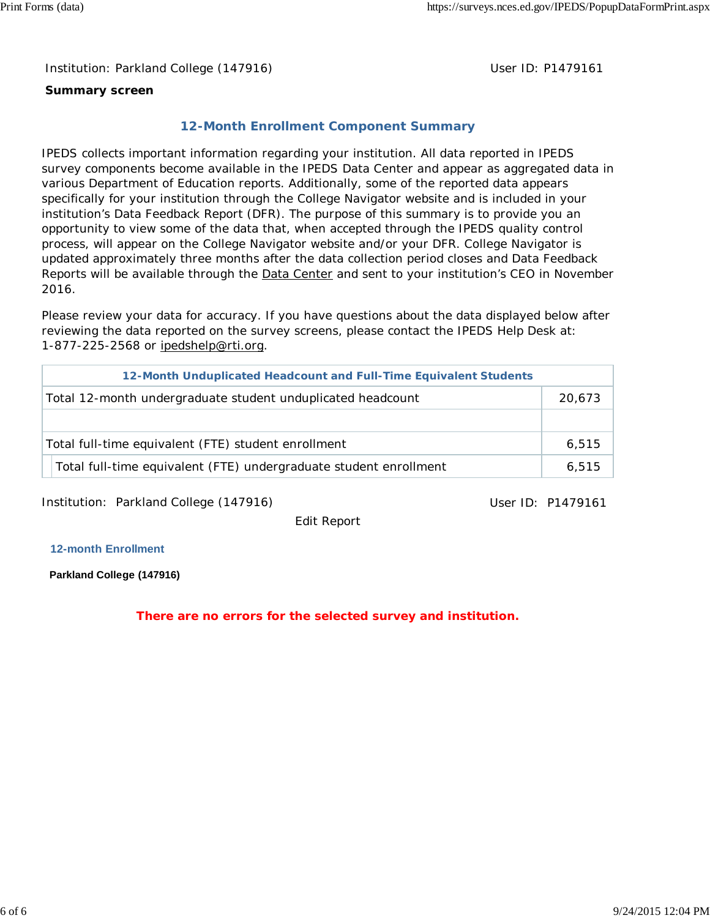Institution: Parkland College (147916) User ID: P1479161

**Summary screen**

## 12-Month Enrollment Component Summary

IPEDS collects important information regarding your institution. All data reported in IPEDS survey components become available in the IPEDS Data Center and appear as aggregated data in various Department of Education reports. Additionally, some of the reported data appears specifically for your institution through the College Navigator website and is included in your institution's Data Feedback Report (DFR). The purpose of this summary is to provide you an opportunity to view some of the data that, when accepted through the IPEDS quality control process, will appear on the College Navigator website and/or your DFR. College Navigator is updated approximately three months after the data collection period closes and Data Feedback Reports will be available through the Data Center and sent to your institution's CEO in November 2016.

Please review your data for accuracy. If you have questions about the data displayed below after reviewing the data reported on the survey screens, please contact the IPEDS Help Desk at: 1-877-225-2568 or ipedshelp@rti.org.

| 12-Month Unduplicated Headcount and Full-Time Equivalent Students | |
|---|---|
| Total 12-month undergraduate student unduplicated headcount | 20,673 |
| | |
| Total full-time equivalent (FTE) student enrollment | 6,515 |
| Total full-time equivalent (FTE) undergraduate student enrollment | 6,515 |

Institution: Parkland College (147916) User ID: P1479161

Edit Report

**12-month Enrollment**

**Parkland College (147916)**

**There are no errors for the selected survey and institution.**